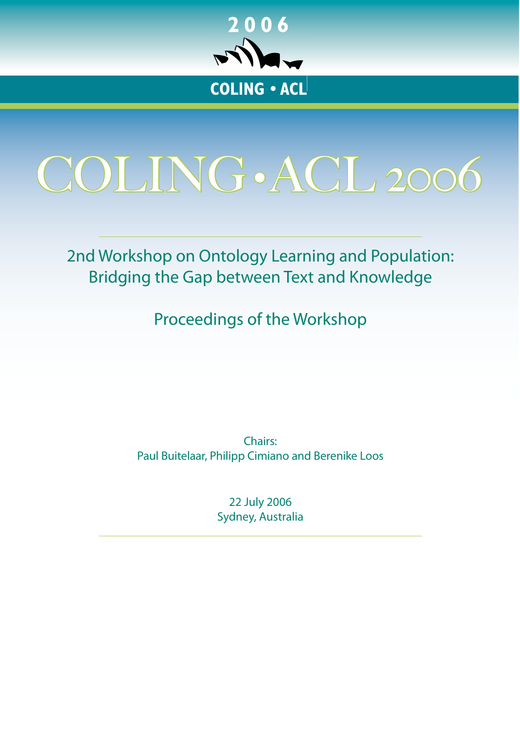2006

COLING • ACL

# COLING•ACL 2006

## 2nd Workshop on Ontology Learning and Population: Bridging the Gap between Text and Knowledge

### Proceedings of the Workshop

Chairs:
Paul Buitelaar, Philipp Cimiano and Berenike Loos

22 July 2006
Sydney, Australia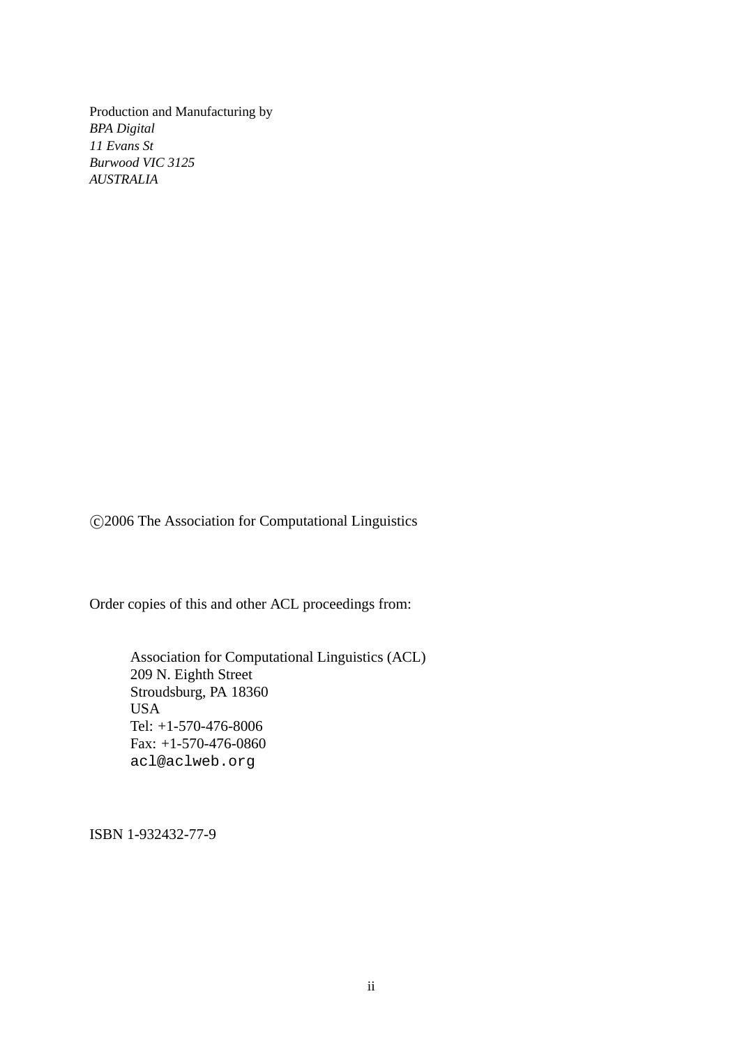Production and Manufacturing by
*BPA Digital*
*11 Evans St*
*Burwood VIC 3125*
*AUSTRALIA*

©2006 The Association for Computational Linguistics

Order copies of this and other ACL proceedings from:

> Association for Computational Linguistics (ACL)
> 209 N. Eighth Street
> Stroudsburg, PA 18360
> USA
> Tel: +1-570-476-8006
> Fax: +1-570-476-0860
> `acl@aclweb.org`

ISBN 1-932432-77-9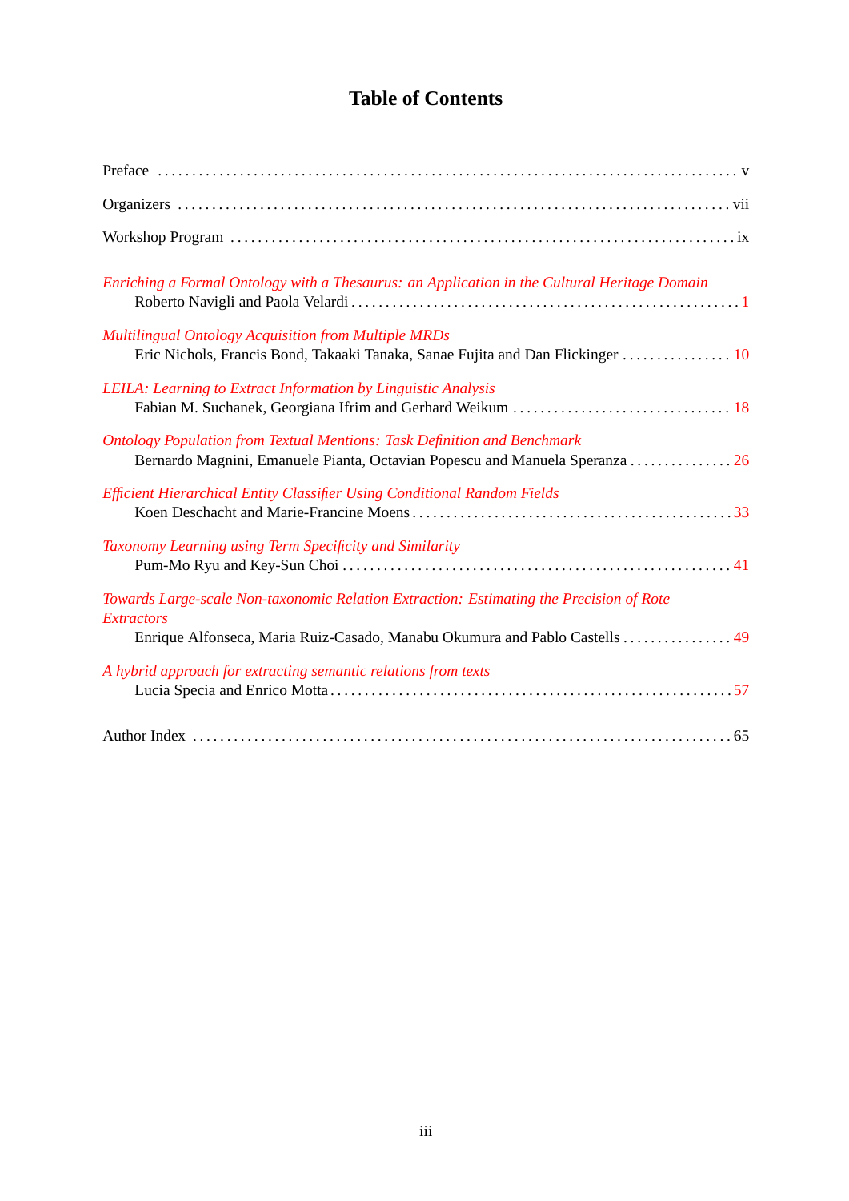# Table of Contents

Preface . . . . . . . . . . . . . . . . . . . . . . . . . . . . . . . . . . . . . . . . . . . . . . . . . . . . . . . . . . . . . . . . . . . . . . . . . . . . . . . v

Organizers . . . . . . . . . . . . . . . . . . . . . . . . . . . . . . . . . . . . . . . . . . . . . . . . . . . . . . . . . . . . . . . . . . . . . . . . . . . . . vii

Workshop Program . . . . . . . . . . . . . . . . . . . . . . . . . . . . . . . . . . . . . . . . . . . . . . . . . . . . . . . . . . . . . . . . . . . . . . ix

*Enriching a Formal Ontology with a Thesaurus: an Application in the Cultural Heritage Domain*
Roberto Navigli and Paola Velardi . . . . . . . . . . . . . . . . . . . . . . . . . . . . . . . . . . . . . . . . . . . . . . . . . . . . . . . 1

*Multilingual Ontology Acquisition from Multiple MRDs*
Eric Nichols, Francis Bond, Takaaki Tanaka, Sanae Fujita and Dan Flickinger . . . . . . . . . . . . . . . . 10

*LEILA: Learning to Extract Information by Linguistic Analysis*
Fabian M. Suchanek, Georgiana Ifrim and Gerhard Weikum . . . . . . . . . . . . . . . . . . . . . . . . . . . . . . . 18

*Ontology Population from Textual Mentions: Task Definition and Benchmark*
Bernardo Magnini, Emanuele Pianta, Octavian Popescu and Manuela Speranza . . . . . . . . . . . . . . . 26

*Efficient Hierarchical Entity Classifier Using Conditional Random Fields*
Koen Deschacht and Marie-Francine Moens . . . . . . . . . . . . . . . . . . . . . . . . . . . . . . . . . . . . . . . . . . . . . 33

*Taxonomy Learning using Term Specificity and Similarity*
Pum-Mo Ryu and Key-Sun Choi . . . . . . . . . . . . . . . . . . . . . . . . . . . . . . . . . . . . . . . . . . . . . . . . . . . . . . . 41

*Towards Large-scale Non-taxonomic Relation Extraction: Estimating the Precision of Rote Extractors*
Enrique Alfonseca, Maria Ruiz-Casado, Manabu Okumura and Pablo Castells . . . . . . . . . . . . . . . . 49

*A hybrid approach for extracting semantic relations from texts*
Lucia Specia and Enrico Motta . . . . . . . . . . . . . . . . . . . . . . . . . . . . . . . . . . . . . . . . . . . . . . . . . . . . . . . . 57

Author Index . . . . . . . . . . . . . . . . . . . . . . . . . . . . . . . . . . . . . . . . . . . . . . . . . . . . . . . . . . . . . . . . . . . . . . . . . . 65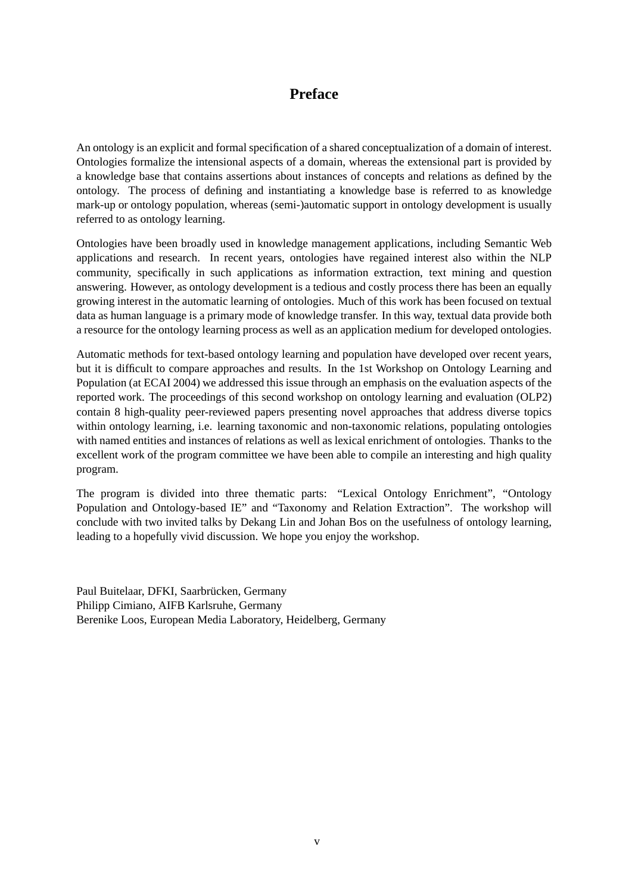# Preface

An ontology is an explicit and formal specification of a shared conceptualization of a domain of interest. Ontologies formalize the intensional aspects of a domain, whereas the extensional part is provided by a knowledge base that contains assertions about instances of concepts and relations as defined by the ontology. The process of defining and instantiating a knowledge base is referred to as knowledge mark-up or ontology population, whereas (semi-)automatic support in ontology development is usually referred to as ontology learning.

Ontologies have been broadly used in knowledge management applications, including Semantic Web applications and research. In recent years, ontologies have regained interest also within the NLP community, specifically in such applications as information extraction, text mining and question answering. However, as ontology development is a tedious and costly process there has been an equally growing interest in the automatic learning of ontologies. Much of this work has been focused on textual data as human language is a primary mode of knowledge transfer. In this way, textual data provide both a resource for the ontology learning process as well as an application medium for developed ontologies.

Automatic methods for text-based ontology learning and population have developed over recent years, but it is difficult to compare approaches and results. In the 1st Workshop on Ontology Learning and Population (at ECAI 2004) we addressed this issue through an emphasis on the evaluation aspects of the reported work. The proceedings of this second workshop on ontology learning and evaluation (OLP2) contain 8 high-quality peer-reviewed papers presenting novel approaches that address diverse topics within ontology learning, i.e. learning taxonomic and non-taxonomic relations, populating ontologies with named entities and instances of relations as well as lexical enrichment of ontologies. Thanks to the excellent work of the program committee we have been able to compile an interesting and high quality program.

The program is divided into three thematic parts: "Lexical Ontology Enrichment", "Ontology Population and Ontology-based IE" and "Taxonomy and Relation Extraction". The workshop will conclude with two invited talks by Dekang Lin and Johan Bos on the usefulness of ontology learning, leading to a hopefully vivid discussion. We hope you enjoy the workshop.

Paul Buitelaar, DFKI, Saarbrücken, Germany
Philipp Cimiano, AIFB Karlsruhe, Germany
Berenike Loos, European Media Laboratory, Heidelberg, Germany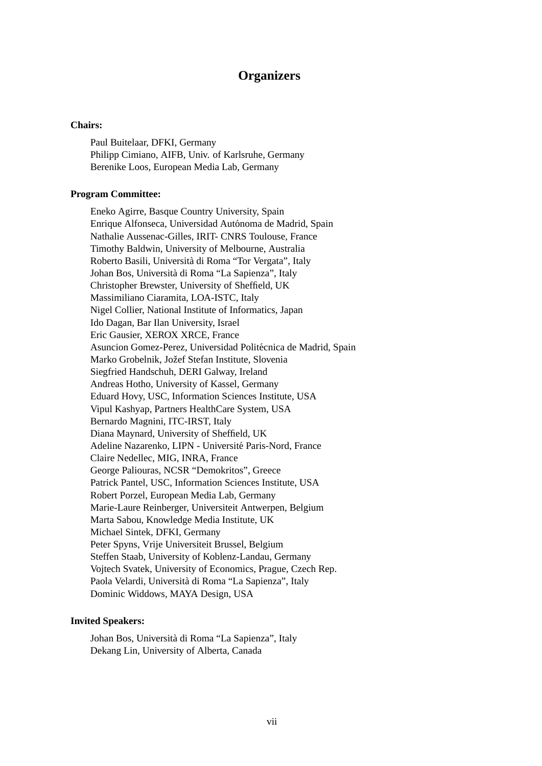# Organizers

**Chairs:**

Paul Buitelaar, DFKI, Germany
Philipp Cimiano, AIFB, Univ. of Karlsruhe, Germany
Berenike Loos, European Media Lab, Germany

**Program Committee:**

Eneko Agirre, Basque Country University, Spain
Enrique Alfonseca, Universidad Autónoma de Madrid, Spain
Nathalie Aussenac-Gilles, IRIT- CNRS Toulouse, France
Timothy Baldwin, University of Melbourne, Australia
Roberto Basili, Università di Roma "Tor Vergata", Italy
Johan Bos, Università di Roma "La Sapienza", Italy
Christopher Brewster, University of Sheffield, UK
Massimiliano Ciaramita, LOA-ISTC, Italy
Nigel Collier, National Institute of Informatics, Japan
Ido Dagan, Bar Ilan University, Israel
Eric Gausier, XEROX XRCE, France
Asuncion Gomez-Perez, Universidad Politécnica de Madrid, Spain
Marko Grobelnik, Jožef Stefan Institute, Slovenia
Siegfried Handschuh, DERI Galway, Ireland
Andreas Hotho, University of Kassel, Germany
Eduard Hovy, USC, Information Sciences Institute, USA
Vipul Kashyap, Partners HealthCare System, USA
Bernardo Magnini, ITC-IRST, Italy
Diana Maynard, University of Sheffield, UK
Adeline Nazarenko, LIPN - Université Paris-Nord, France
Claire Nedellec, MIG, INRA, France
George Paliouras, NCSR "Demokritos", Greece
Patrick Pantel, USC, Information Sciences Institute, USA
Robert Porzel, European Media Lab, Germany
Marie-Laure Reinberger, Universiteit Antwerpen, Belgium
Marta Sabou, Knowledge Media Institute, UK
Michael Sintek, DFKI, Germany
Peter Spyns, Vrije Universiteit Brussel, Belgium
Steffen Staab, University of Koblenz-Landau, Germany
Vojtech Svatek, University of Economics, Prague, Czech Rep.
Paola Velardi, Università di Roma "La Sapienza", Italy
Dominic Widdows, MAYA Design, USA

**Invited Speakers:**

Johan Bos, Università di Roma "La Sapienza", Italy
Dekang Lin, University of Alberta, Canada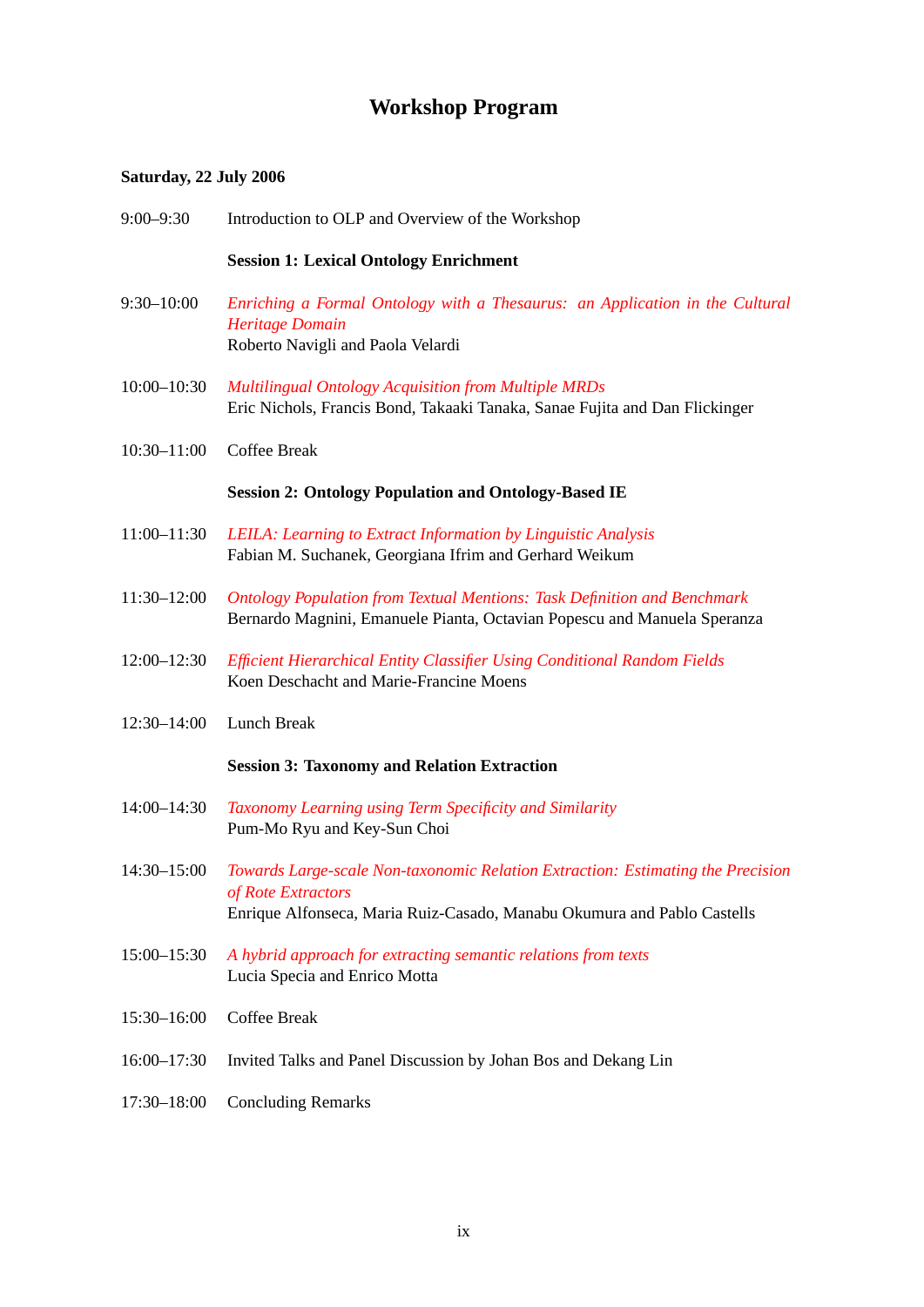# Workshop Program

**Saturday, 22 July 2006**

9:00–9:30 Introduction to OLP and Overview of the Workshop

**Session 1: Lexical Ontology Enrichment**

9:30–10:00 *Enriching a Formal Ontology with a Thesaurus: an Application in the Cultural Heritage Domain*
Roberto Navigli and Paola Velardi

10:00–10:30 *Multilingual Ontology Acquisition from Multiple MRDs*
Eric Nichols, Francis Bond, Takaaki Tanaka, Sanae Fujita and Dan Flickinger

10:30–11:00 Coffee Break

**Session 2: Ontology Population and Ontology-Based IE**

11:00–11:30 *LEILA: Learning to Extract Information by Linguistic Analysis*
Fabian M. Suchanek, Georgiana Ifrim and Gerhard Weikum

11:30–12:00 *Ontology Population from Textual Mentions: Task Definition and Benchmark*
Bernardo Magnini, Emanuele Pianta, Octavian Popescu and Manuela Speranza

12:00–12:30 *Efficient Hierarchical Entity Classifier Using Conditional Random Fields*
Koen Deschacht and Marie-Francine Moens

12:30–14:00 Lunch Break

**Session 3: Taxonomy and Relation Extraction**

14:00–14:30 *Taxonomy Learning using Term Specificity and Similarity*
Pum-Mo Ryu and Key-Sun Choi

14:30–15:00 *Towards Large-scale Non-taxonomic Relation Extraction: Estimating the Precision of Rote Extractors*
Enrique Alfonseca, Maria Ruiz-Casado, Manabu Okumura and Pablo Castells

15:00–15:30 *A hybrid approach for extracting semantic relations from texts*
Lucia Specia and Enrico Motta

15:30–16:00 Coffee Break

16:00–17:30 Invited Talks and Panel Discussion by Johan Bos and Dekang Lin

17:30–18:00 Concluding Remarks